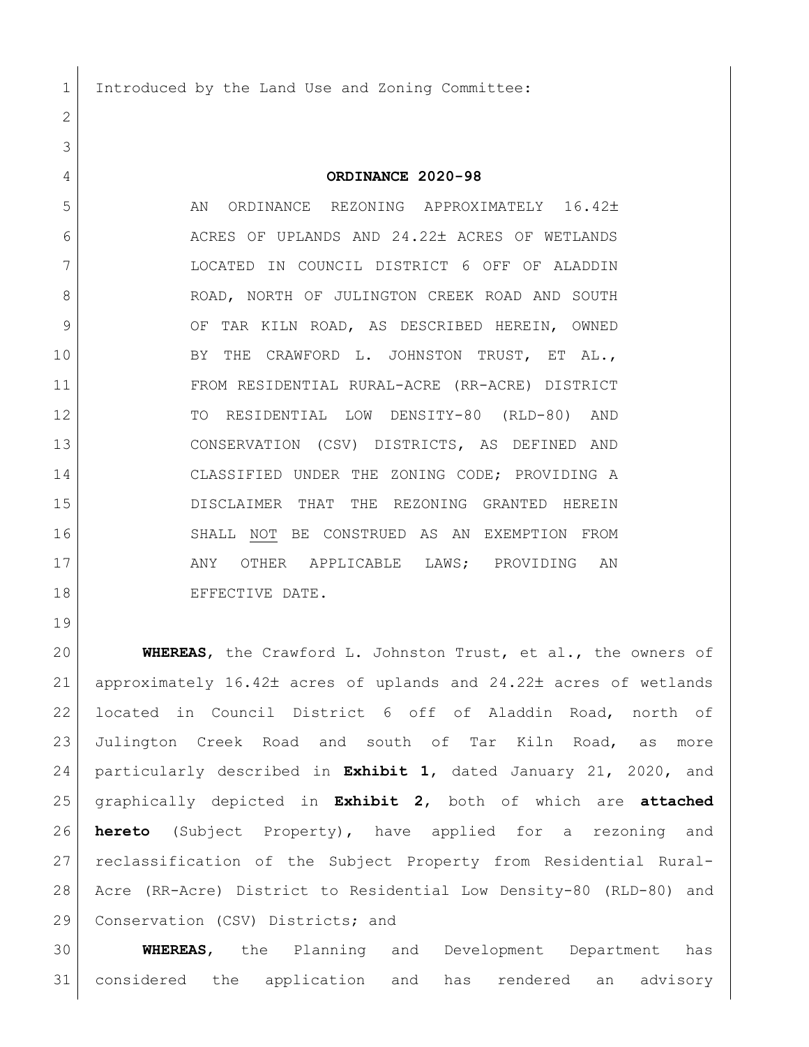Introduced by the Land Use and Zoning Committee:

# ORDINANCE 2020-98

AN ORDINANCE REZONING APPROXIMATELY 16.42± ACRES OF UPLANDS AND 24.22± ACRES OF WETLANDS LOCATED IN COUNCIL DISTRICT 6 OFF OF ALADDIN ROAD, NORTH OF JULINGTON CREEK ROAD AND SOUTH OF TAR KILN ROAD, AS DESCRIBED HEREIN, OWNED BY THE CRAWFORD L. JOHNSTON TRUST, ET AL., FROM RESIDENTIAL RURAL-ACRE (RR-ACRE) DISTRICT TO RESIDENTIAL LOW DENSITY-80 (RLD-80) AND CONSERVATION (CSV) DISTRICTS, AS DEFINED AND CLASSIFIED UNDER THE ZONING CODE; PROVIDING A DISCLAIMER THAT THE REZONING GRANTED HEREIN SHALL NOT BE CONSTRUED AS AN EXEMPTION FROM ANY OTHER APPLICABLE LAWS; PROVIDING AN EFFECTIVE DATE.

**WHEREAS**, the Crawford L. Johnston Trust, et al., the owners of approximately 16.42± acres of uplands and 24.22± acres of wetlands located in Council District 6 off of Aladdin Road, north of Julington Creek Road and south of Tar Kiln Road, as more particularly described in **Exhibit 1**, dated January 21, 2020, and graphically depicted in **Exhibit 2**, both of which are **attached hereto** (Subject Property), have applied for a rezoning and reclassification of the Subject Property from Residential Rural-Acre (RR-Acre) District to Residential Low Density-80 (RLD-80) and Conservation (CSV) Districts; and

**WHEREAS**, the Planning and Development Department has considered the application and has rendered an advisory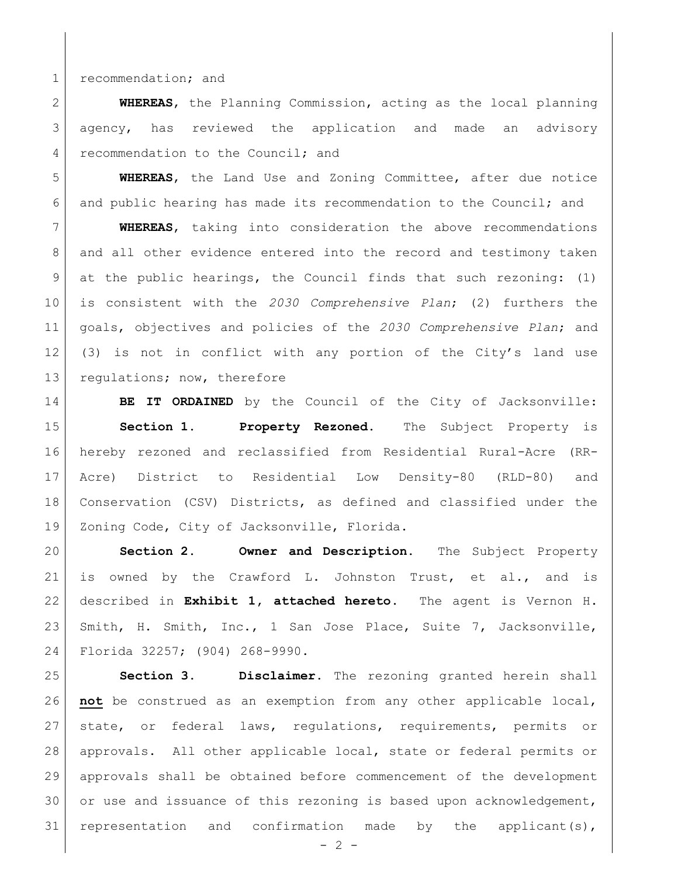recommendation; and

**WHEREAS**, the Planning Commission, acting as the local planning agency, has reviewed the application and made an advisory recommendation to the Council; and

**WHEREAS**, the Land Use and Zoning Committee, after due notice and public hearing has made its recommendation to the Council; and

**WHEREAS**, taking into consideration the above recommendations and all other evidence entered into the record and testimony taken at the public hearings, the Council finds that such rezoning: (1) is consistent with the *2030 Comprehensive Plan*; (2) furthers the goals, objectives and policies of the *2030 Comprehensive Plan*; and (3) is not in conflict with any portion of the City's land use regulations; now, therefore

**BE IT ORDAINED** by the Council of the City of Jacksonville:

**Section 1. Property Rezoned.** The Subject Property is hereby rezoned and reclassified from Residential Rural-Acre (RR-Acre) District to Residential Low Density-80 (RLD-80) and Conservation (CSV) Districts, as defined and classified under the Zoning Code, City of Jacksonville, Florida.

**Section 2. Owner and Description.** The Subject Property is owned by the Crawford L. Johnston Trust, et al., and is described in **Exhibit 1, attached hereto.** The agent is Vernon H. Smith, H. Smith, Inc., 1 San Jose Place, Suite 7, Jacksonville, Florida 32257; (904) 268-9990.

**Section 3. Disclaimer.** The rezoning granted herein shall **not** be construed as an exemption from any other applicable local, state, or federal laws, regulations, requirements, permits or approvals. All other applicable local, state or federal permits or approvals shall be obtained before commencement of the development or use and issuance of this rezoning is based upon acknowledgement, representation and confirmation made by the applicant(s),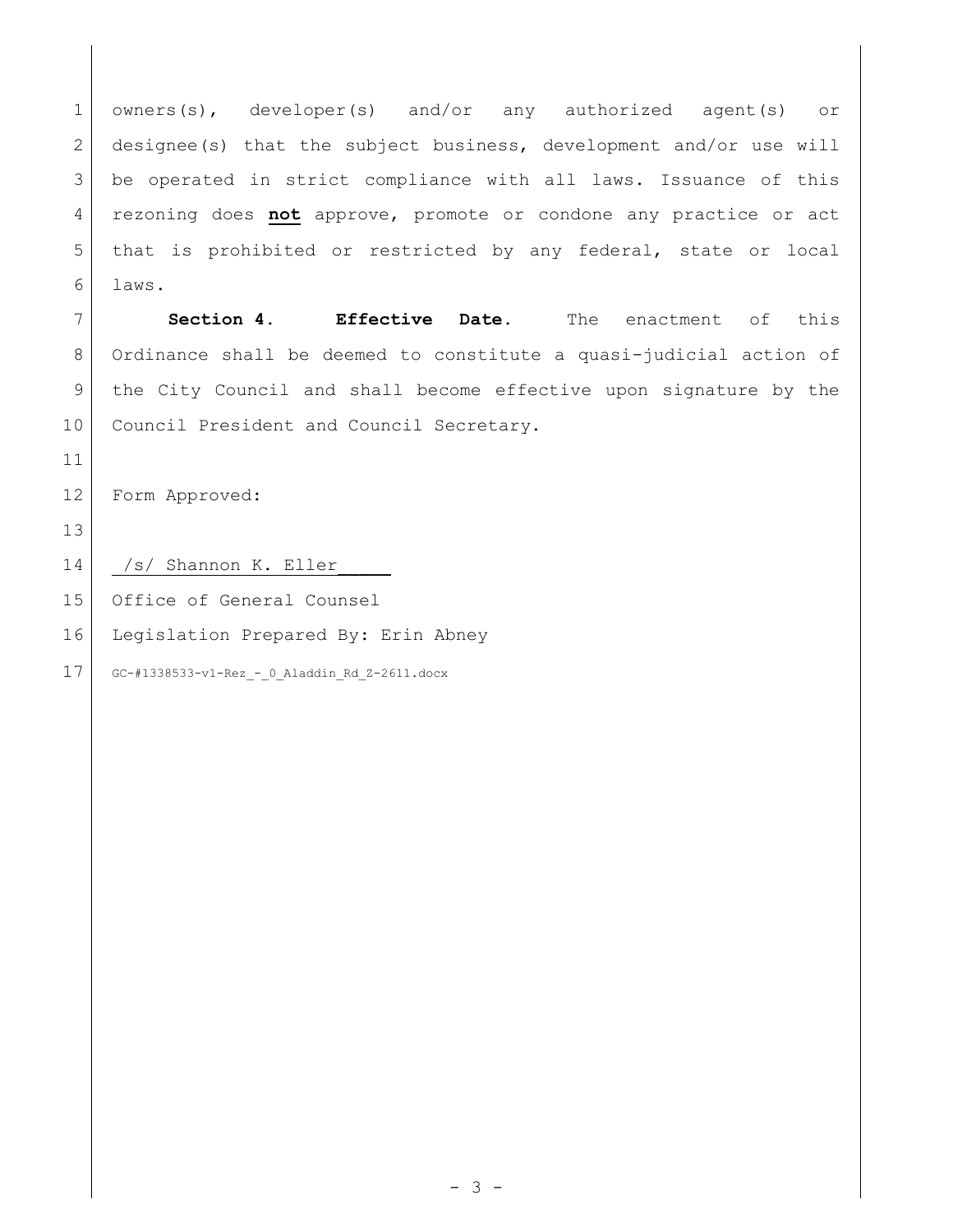owners(s), developer(s) and/or any authorized agent(s) or designee(s) that the subject business, development and/or use will be operated in strict compliance with all laws. Issuance of this rezoning does **not** approve, promote or condone any practice or act that is prohibited or restricted by any federal, state or local laws.

**Section 4. Effective Date.** The enactment of this Ordinance shall be deemed to constitute a quasi-judicial action of the City Council and shall become effective upon signature by the Council President and Council Secretary.

Form Approved:

/s/ Shannon K. Eller

Office of General Counsel

Legislation Prepared By: Erin Abney

GC-#1338533-v1-Rez_-_0_Aladdin_Rd_Z-2611.docx